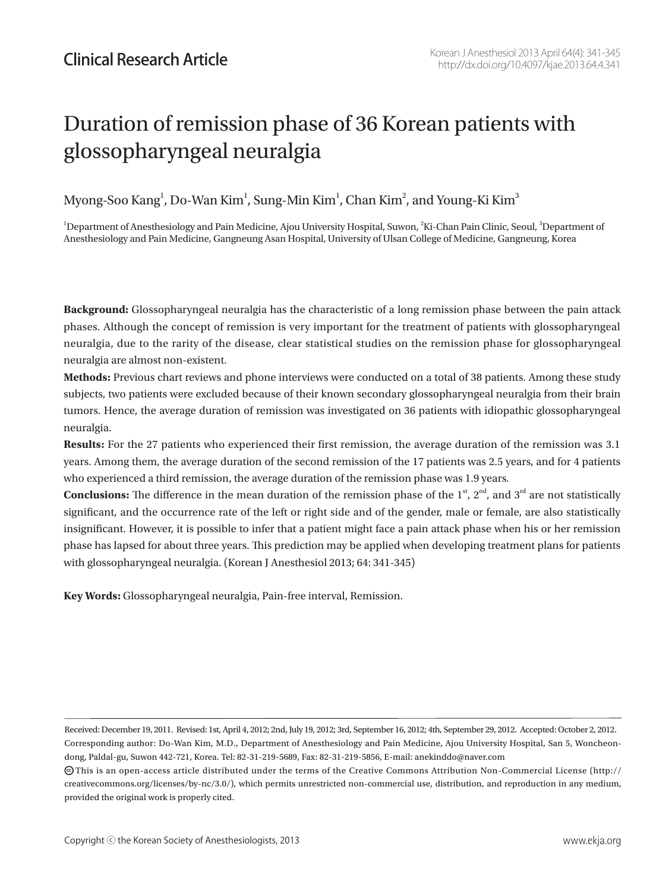Clinical Research Article

# Duration of remission phase of 36 Korean patients with glossopharyngeal neuralgia

Myong-Soo Kang[1], Do-Wan Kim[1], Sung-Min Kim[1], Chan Kim[2], and Young-Ki Kim[3]

[1]Department of Anesthesiology and Pain Medicine, Ajou University Hospital, Suwon, [2]Ki-Chan Pain Clinic, Seoul, [3]Department of Anesthesiology and Pain Medicine, Gangneung Asan Hospital, University of Ulsan College of Medicine, Gangneung, Korea

**Background:** Glossopharyngeal neuralgia has the characteristic of a long remission phase between the pain attack phases. Although the concept of remission is very important for the treatment of patients with glossopharyngeal neuralgia, due to the rarity of the disease, clear statistical studies on the remission phase for glossopharyngeal neuralgia are almost non-existent.

**Methods:** Previous chart reviews and phone interviews were conducted on a total of 38 patients. Among these study subjects, two patients were excluded because of their known secondary glossopharyngeal neuralgia from their brain tumors. Hence, the average duration of remission was investigated on 36 patients with idiopathic glossopharyngeal neuralgia.

**Results:** For the 27 patients who experienced their first remission, the average duration of the remission was 3.1 years. Among them, the average duration of the second remission of the 17 patients was 2.5 years, and for 4 patients who experienced a third remission, the average duration of the remission phase was 1.9 years.

**Conclusions:** The difference in the mean duration of the remission phase of the 1st, 2nd, and 3rd are not statistically significant, and the occurrence rate of the left or right side and of the gender, male or female, are also statistically insignificant. However, it is possible to infer that a patient might face a pain attack phase when his or her remission phase has lapsed for about three years. This prediction may be applied when developing treatment plans for patients with glossopharyngeal neuralgia. (Korean J Anesthesiol 2013; 64: 341-345)

**Key Words:** Glossopharyngeal neuralgia, Pain-free interval, Remission.

Received: December 19, 2011. Revised: 1st, April 4, 2012; 2nd, July 19, 2012; 3rd, September 16, 2012; 4th, September 29, 2012. Accepted: October 2, 2012.

Corresponding author: Do-Wan Kim, M.D., Department of Anesthesiology and Pain Medicine, Ajou University Hospital, San 5, Woncheon-dong, Paldal-gu, Suwon 442-721, Korea. Tel: 82-31-219-5689, Fax: 82-31-219-5856, E-mail: anekinddo@naver.com

This is an open-access article distributed under the terms of the Creative Commons Attribution Non-Commercial License (http://creativecommons.org/licenses/by-nc/3.0/), which permits unrestricted non-commercial use, distribution, and reproduction in any medium, provided the original work is properly cited.

Copyright ⓒ the Korean Society of Anesthesiologists, 2013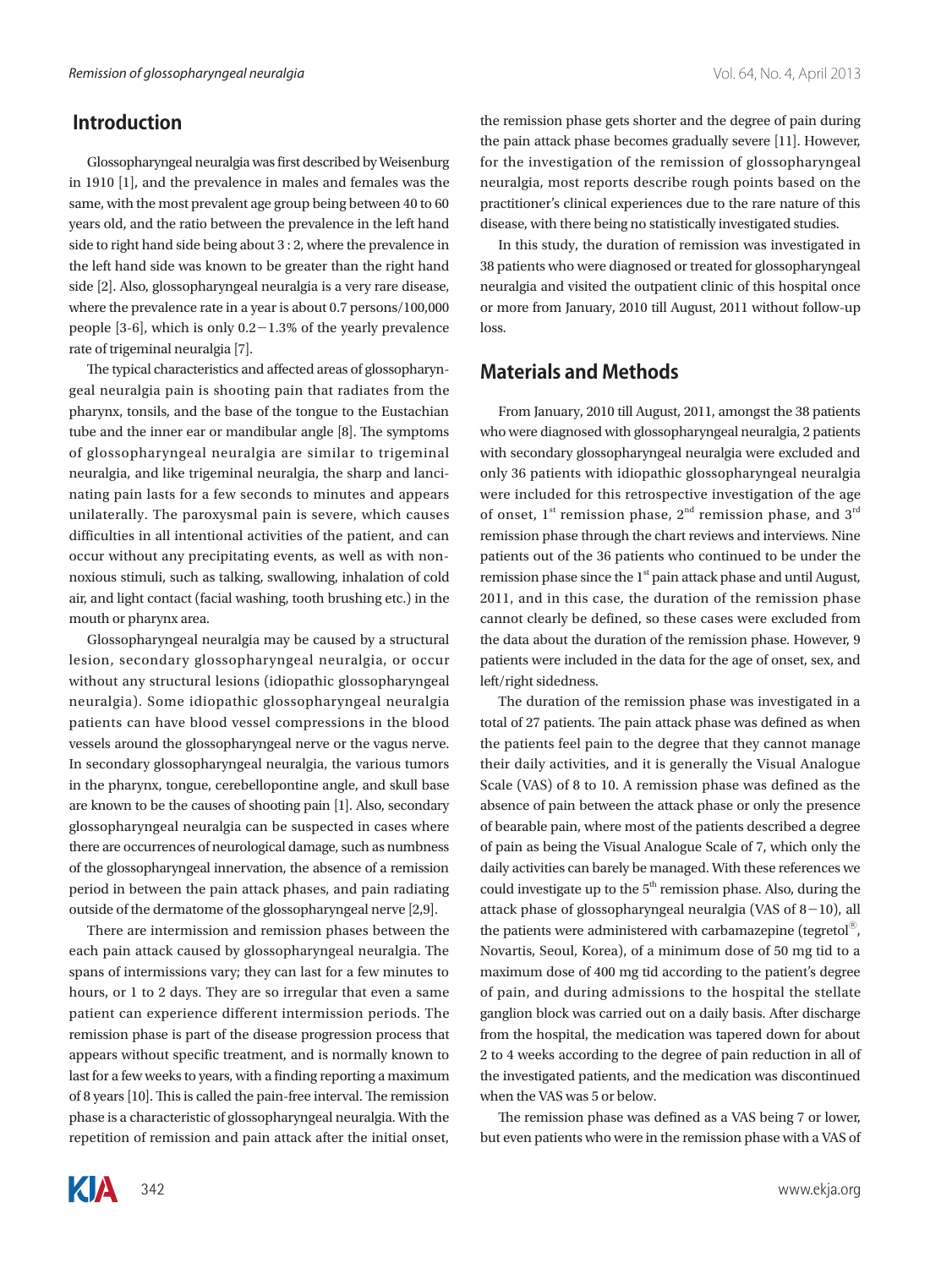## Introduction

Glossopharyngeal neuralgia was first described by Weisenburg in 1910 [1], and the prevalence in males and females was the same, with the most prevalent age group being between 40 to 60 years old, and the ratio between the prevalence in the left hand side to right hand side being about 3 : 2, where the prevalence in the left hand side was known to be greater than the right hand side [2]. Also, glossopharyngeal neuralgia is a very rare disease, where the prevalence rate in a year is about 0.7 persons/100,000 people [3-6], which is only 0.2−1.3% of the yearly prevalence rate of trigeminal neuralgia [7].

The typical characteristics and affected areas of glossopharyngeal neuralgia pain is shooting pain that radiates from the pharynx, tonsils, and the base of the tongue to the Eustachian tube and the inner ear or mandibular angle [8]. The symptoms of glossopharyngeal neuralgia are similar to trigeminal neuralgia, and like trigeminal neuralgia, the sharp and lancinating pain lasts for a few seconds to minutes and appears unilaterally. The paroxysmal pain is severe, which causes difficulties in all intentional activities of the patient, and can occur without any precipitating events, as well as with non-noxious stimuli, such as talking, swallowing, inhalation of cold air, and light contact (facial washing, tooth brushing etc.) in the mouth or pharynx area.

Glossopharyngeal neuralgia may be caused by a structural lesion, secondary glossopharyngeal neuralgia, or occur without any structural lesions (idiopathic glossopharyngeal neuralgia). Some idiopathic glossopharyngeal neuralgia patients can have blood vessel compressions in the blood vessels around the glossopharyngeal nerve or the vagus nerve. In secondary glossopharyngeal neuralgia, the various tumors in the pharynx, tongue, cerebellopontine angle, and skull base are known to be the causes of shooting pain [1]. Also, secondary glossopharyngeal neuralgia can be suspected in cases where there are occurrences of neurological damage, such as numbness of the glossopharyngeal innervation, the absence of a remission period in between the pain attack phases, and pain radiating outside of the dermatome of the glossopharyngeal nerve [2,9].

There are intermission and remission phases between the each pain attack caused by glossopharyngeal neuralgia. The spans of intermissions vary; they can last for a few minutes to hours, or 1 to 2 days. They are so irregular that even a same patient can experience different intermission periods. The remission phase is part of the disease progression process that appears without specific treatment, and is normally known to last for a few weeks to years, with a finding reporting a maximum of 8 years [10]. This is called the pain-free interval. The remission phase is a characteristic of glossopharyngeal neuralgia. With the repetition of remission and pain attack after the initial onset, the remission phase gets shorter and the degree of pain during the pain attack phase becomes gradually severe [11]. However, for the investigation of the remission of glossopharyngeal neuralgia, most reports describe rough points based on the practitioner's clinical experiences due to the rare nature of this disease, with there being no statistically investigated studies.

In this study, the duration of remission was investigated in 38 patients who were diagnosed or treated for glossopharyngeal neuralgia and visited the outpatient clinic of this hospital once or more from January, 2010 till August, 2011 without follow-up loss.

## Materials and Methods

From January, 2010 till August, 2011, amongst the 38 patients who were diagnosed with glossopharyngeal neuralgia, 2 patients with secondary glossopharyngeal neuralgia were excluded and only 36 patients with idiopathic glossopharyngeal neuralgia were included for this retrospective investigation of the age of onset, 1st remission phase, 2nd remission phase, and 3rd remission phase through the chart reviews and interviews. Nine patients out of the 36 patients who continued to be under the remission phase since the 1st pain attack phase and until August, 2011, and in this case, the duration of the remission phase cannot clearly be defined, so these cases were excluded from the data about the duration of the remission phase. However, 9 patients were included in the data for the age of onset, sex, and left/right sidedness.

The duration of the remission phase was investigated in a total of 27 patients. The pain attack phase was defined as when the patients feel pain to the degree that they cannot manage their daily activities, and it is generally the Visual Analogue Scale (VAS) of 8 to 10. A remission phase was defined as the absence of pain between the attack phase or only the presence of bearable pain, where most of the patients described a degree of pain as being the Visual Analogue Scale of 7, which only the daily activities can barely be managed. With these references we could investigate up to the 5th remission phase. Also, during the attack phase of glossopharyngeal neuralgia (VAS of 8−10), all the patients were administered with carbamazepine (tegretol®, Novartis, Seoul, Korea), of a minimum dose of 50 mg tid to a maximum dose of 400 mg tid according to the patient's degree of pain, and during admissions to the hospital the stellate ganglion block was carried out on a daily basis. After discharge from the hospital, the medication was tapered down for about 2 to 4 weeks according to the degree of pain reduction in all of the investigated patients, and the medication was discontinued when the VAS was 5 or below.

The remission phase was defined as a VAS being 7 or lower, but even patients who were in the remission phase with a VAS of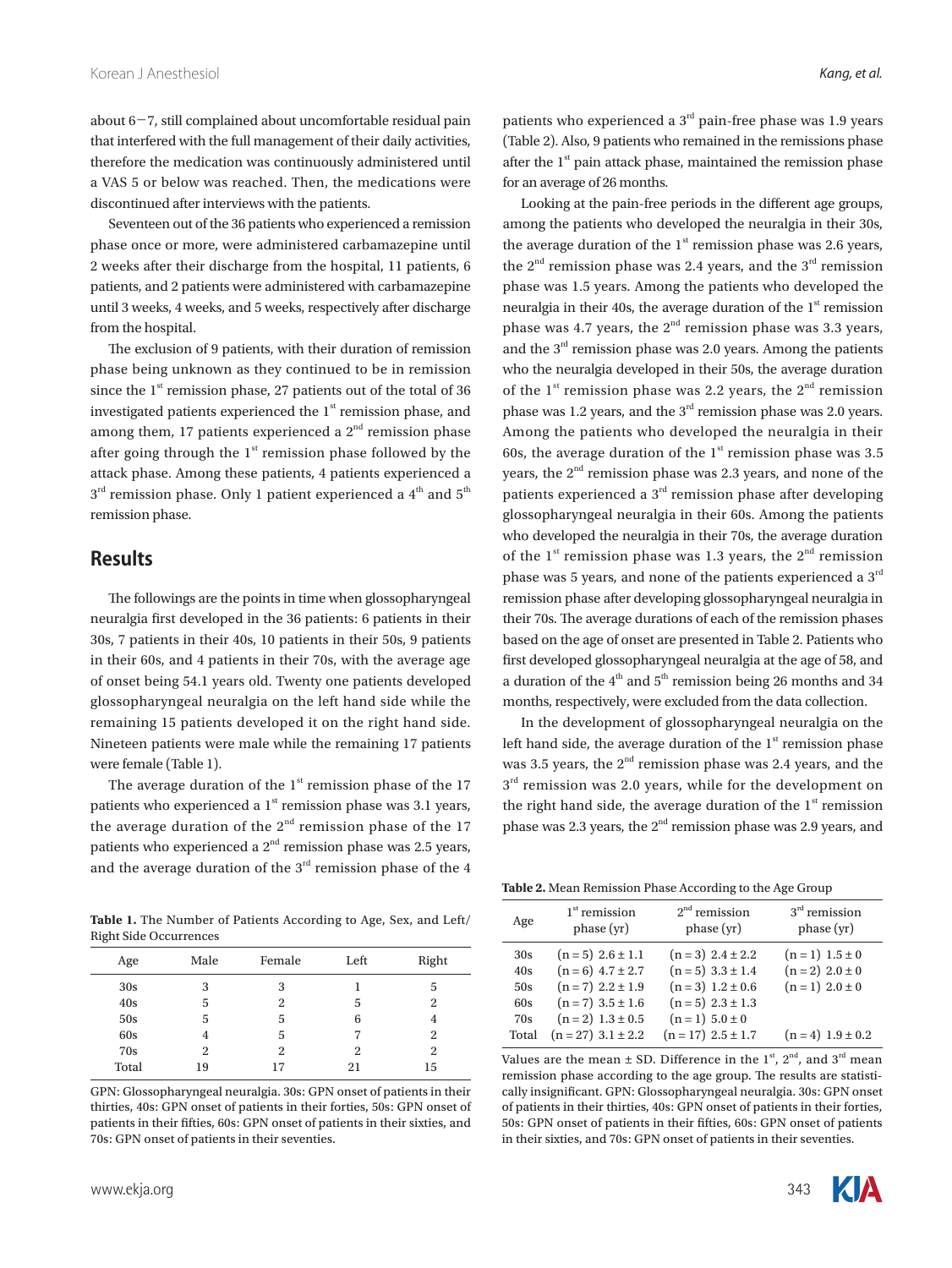about 6−7, still complained about uncomfortable residual pain that interfered with the full management of their daily activities, therefore the medication was continuously administered until a VAS 5 or below was reached. Then, the medications were discontinued after interviews with the patients.

Seventeen out of the 36 patients who experienced a remission phase once or more, were administered carbamazepine until 2 weeks after their discharge from the hospital, 11 patients, 6 patients, and 2 patients were administered with carbamazepine until 3 weeks, 4 weeks, and 5 weeks, respectively after discharge from the hospital.

The exclusion of 9 patients, with their duration of remission phase being unknown as they continued to be in remission since the 1st remission phase, 27 patients out of the total of 36 investigated patients experienced the 1st remission phase, and among them, 17 patients experienced a 2nd remission phase after going through the 1st remission phase followed by the attack phase. Among these patients, 4 patients experienced a 3rd remission phase. Only 1 patient experienced a 4th and 5th remission phase.

## Results

The followings are the points in time when glossopharyngeal neuralgia first developed in the 36 patients: 6 patients in their 30s, 7 patients in their 40s, 10 patients in their 50s, 9 patients in their 60s, and 4 patients in their 70s, with the average age of onset being 54.1 years old. Twenty one patients developed glossopharyngeal neuralgia on the left hand side while the remaining 15 patients developed it on the right hand side. Nineteen patients were male while the remaining 17 patients were female (Table 1).

The average duration of the 1st remission phase of the 17 patients who experienced a 1st remission phase was 3.1 years, the average duration of the 2nd remission phase of the 17 patients who experienced a 2nd remission phase was 2.5 years, and the average duration of the 3rd remission phase of the 4 patients who experienced a 3rd pain-free phase was 1.9 years (Table 2). Also, 9 patients who remained in the remissions phase after the 1st pain attack phase, maintained the remission phase for an average of 26 months.

**Table 1.** The Number of Patients According to Age, Sex, and Left/Right Side Occurrences

| Age | Male | Female | Left | Right |
|---|---|---|---|---|
| 30s | 3 | 3 | 1 | 5 |
| 40s | 5 | 2 | 5 | 2 |
| 50s | 5 | 5 | 6 | 4 |
| 60s | 4 | 5 | 7 | 2 |
| 70s | 2 | 2 | 2 | 2 |
| Total | 19 | 17 | 21 | 15 |

GPN: Glossopharyngeal neuralgia. 30s: GPN onset of patients in their thirties, 40s: GPN onset of patients in their forties, 50s: GPN onset of patients in their fifties, 60s: GPN onset of patients in their sixties, and 70s: GPN onset of patients in their seventies.

Looking at the pain-free periods in the different age groups, among the patients who developed the neuralgia in their 30s, the average duration of the 1st remission phase was 2.6 years, the 2nd remission phase was 2.4 years, and the 3rd remission phase was 1.5 years. Among the patients who developed the neuralgia in their 40s, the average duration of the 1st remission phase was 4.7 years, the 2nd remission phase was 3.3 years, and the 3rd remission phase was 2.0 years. Among the patients who the neuralgia developed in their 50s, the average duration of the 1st remission phase was 2.2 years, the 2nd remission phase was 1.2 years, and the 3rd remission phase was 2.0 years. Among the patients who developed the neuralgia in their 60s, the average duration of the 1st remission phase was 3.5 years, the 2nd remission phase was 2.3 years, and none of the patients experienced a 3rd remission phase after developing glossopharyngeal neuralgia in their 60s. Among the patients who developed the neuralgia in their 70s, the average duration of the 1st remission phase was 1.3 years, the 2nd remission phase was 5 years, and none of the patients experienced a 3rd remission phase after developing glossopharyngeal neuralgia in their 70s. The average durations of each of the remission phases based on the age of onset are presented in Table 2. Patients who first developed glossopharyngeal neuralgia at the age of 58, and a duration of the 4th and 5th remission being 26 months and 34 months, respectively, were excluded from the data collection.

In the development of glossopharyngeal neuralgia on the left hand side, the average duration of the 1st remission phase was 3.5 years, the 2nd remission phase was 2.4 years, and the 3rd remission was 2.0 years, while for the development on the right hand side, the average duration of the 1st remission phase was 2.3 years, the 2nd remission phase was 2.9 years, and

**Table 2.** Mean Remission Phase According to the Age Group

| Age | 1st remission phase (yr) | 2nd remission phase (yr) | 3rd remission phase (yr) |
|---|---|---|---|
| 30s | (n = 5) 2.6 ± 1.1 | (n = 3) 2.4 ± 2.2 | (n = 1) 1.5 ± 0 |
| 40s | (n = 6) 4.7 ± 2.7 | (n = 5) 3.3 ± 1.4 | (n = 2) 2.0 ± 0 |
| 50s | (n = 7) 2.2 ± 1.9 | (n = 3) 1.2 ± 0.6 | (n = 1) 2.0 ± 0 |
| 60s | (n = 7) 3.5 ± 1.6 | (n = 5) 2.3 ± 1.3 | |
| 70s | (n = 2) 1.3 ± 0.5 | (n = 1) 5.0 ± 0 | |
| Total | (n = 27) 3.1 ± 2.2 | (n = 17) 2.5 ± 1.7 | (n = 4) 1.9 ± 0.2 |

Values are the mean ± SD. Difference in the 1st, 2nd, and 3rd mean remission phase according to the age group. The results are statistically insignificant. GPN: Glossopharyngeal neuralgia. 30s: GPN onset of patients in their thirties, 40s: GPN onset of patients in their forties, 50s: GPN onset of patients in their fifties, 60s: GPN onset of patients in their sixties, and 70s: GPN onset of patients in their seventies.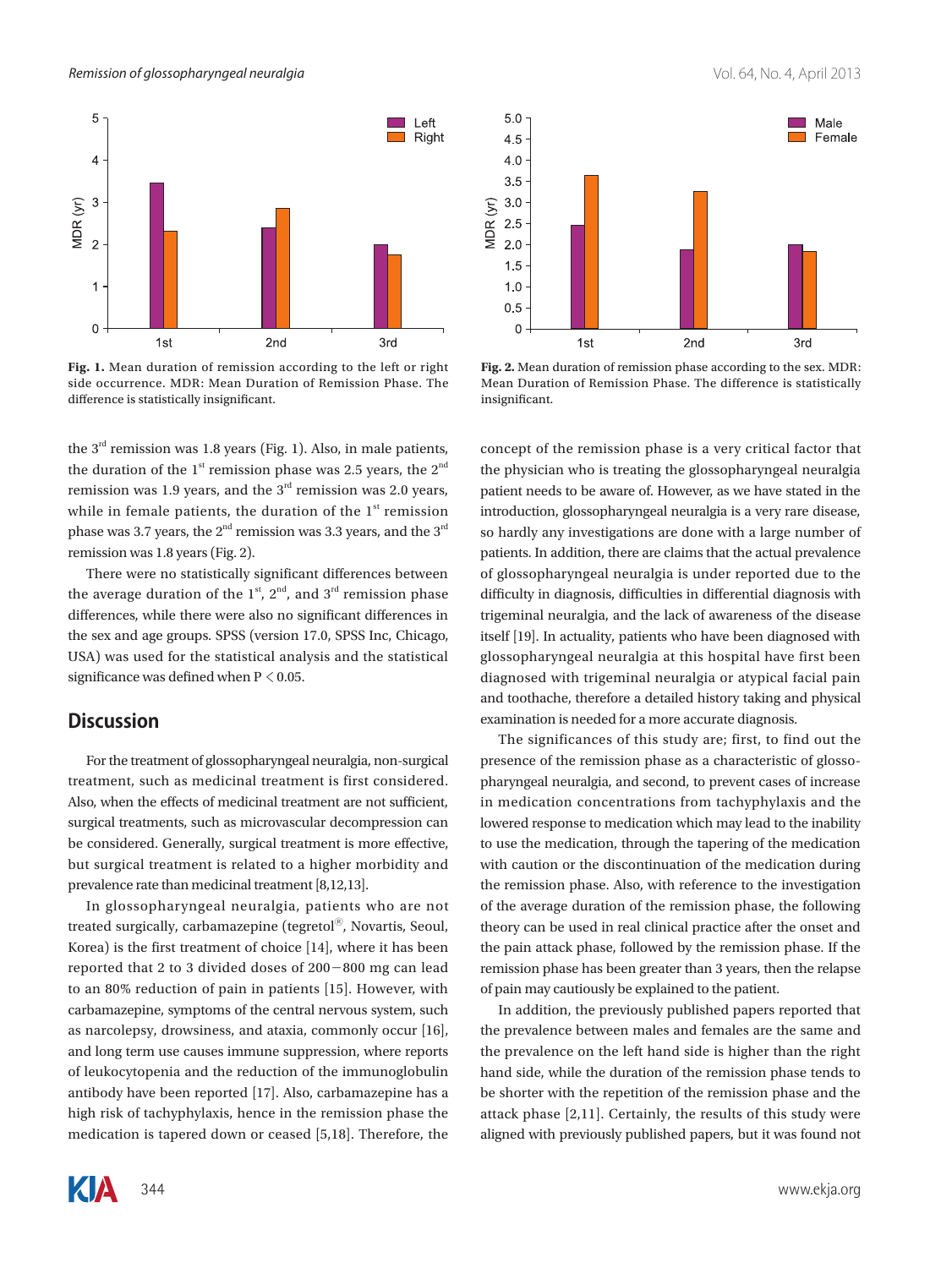5
4
3
2
1
0
MDR (yr)
1st
2nd
3rd
Left
Right

**Fig. 1.** Mean duration of remission according to the left or right side occurrence. MDR: Mean Duration of Remission Phase. The difference is statistically insignificant.

5.0
4.5
4.0
3.5
3.0
2.5
2.0
1.5
1.0
0.5
0
MDR (yr)
1st
2nd
3rd
Male
Female

**Fig. 2.** Mean duration of remission phase according to the sex. MDR: Mean Duration of Remission Phase. The difference is statistically insignificant.

the 3rd remission was 1.8 years (Fig. 1). Also, in male patients, the duration of the 1st remission phase was 2.5 years, the 2nd remission was 1.9 years, and the 3rd remission was 2.0 years, while in female patients, the duration of the 1st remission phase was 3.7 years, the 2nd remission was 3.3 years, and the 3rd remission was 1.8 years (Fig. 2).

There were no statistically significant differences between the average duration of the 1st, 2nd, and 3rd remission phase differences, while there were also no significant differences in the sex and age groups. SPSS (version 17.0, SPSS Inc, Chicago, USA) was used for the statistical analysis and the statistical significance was defined when $P < 0.05$.

## Discussion

For the treatment of glossopharyngeal neuralgia, non-surgical treatment, such as medicinal treatment is first considered. Also, when the effects of medicinal treatment are not sufficient, surgical treatments, such as microvascular decompression can be considered. Generally, surgical treatment is more effective, but surgical treatment is related to a higher morbidity and prevalence rate than medicinal treatment [8,12,13].

In glossopharyngeal neuralgia, patients who are not treated surgically, carbamazepine (tegretol®, Novartis, Seoul, Korea) is the first treatment of choice [14], where it has been reported that 2 to 3 divided doses of 200−800 mg can lead to an 80% reduction of pain in patients [15]. However, with carbamazepine, symptoms of the central nervous system, such as narcolepsy, drowsiness, and ataxia, commonly occur [16], and long term use causes immune suppression, where reports of leukocytopenia and the reduction of the immunoglobulin antibody have been reported [17]. Also, carbamazepine has a high risk of tachyphylaxis, hence in the remission phase the medication is tapered down or ceased [5,18]. Therefore, the concept of the remission phase is a very critical factor that the physician who is treating the glossopharyngeal neuralgia patient needs to be aware of. However, as we have stated in the introduction, glossopharyngeal neuralgia is a very rare disease, so hardly any investigations are done with a large number of patients. In addition, there are claims that the actual prevalence of glossopharyngeal neuralgia is under reported due to the difficulty in diagnosis, difficulties in differential diagnosis with trigeminal neuralgia, and the lack of awareness of the disease itself [19]. In actuality, patients who have been diagnosed with glossopharyngeal neuralgia at this hospital have first been diagnosed with trigeminal neuralgia or atypical facial pain and toothache, therefore a detailed history taking and physical examination is needed for a more accurate diagnosis.

The significances of this study are; first, to find out the presence of the remission phase as a characteristic of glossopharyngeal neuralgia, and second, to prevent cases of increase in medication concentrations from tachyphylaxis and the lowered response to medication which may lead to the inability to use the medication, through the tapering of the medication with caution or the discontinuation of the medication during the remission phase. Also, with reference to the investigation of the average duration of the remission phase, the following theory can be used in real clinical practice after the onset and the pain attack phase, followed by the remission phase. If the remission phase has been greater than 3 years, then the relapse of pain may cautiously be explained to the patient.

In addition, the previously published papers reported that the prevalence between males and females are the same and the prevalence on the left hand side is higher than the right hand side, while the duration of the remission phase tends to be shorter with the repetition of the remission phase and the attack phase [2,11]. Certainly, the results of this study were aligned with previously published papers, but it was found not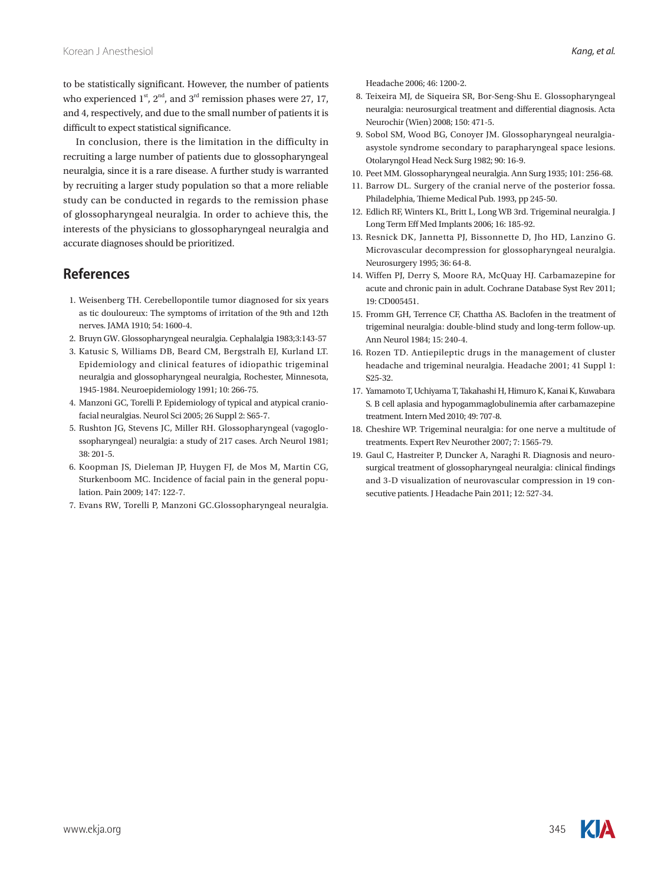to be statistically significant. However, the number of patients who experienced 1st, 2nd, and 3rd remission phases were 27, 17, and 4, respectively, and due to the small number of patients it is difficult to expect statistical significance.

In conclusion, there is the limitation in the difficulty in recruiting a large number of patients due to glossopharyngeal neuralgia, since it is a rare disease. A further study is warranted by recruiting a larger study population so that a more reliable study can be conducted in regards to the remission phase of glossopharyngeal neuralgia. In order to achieve this, the interests of the physicians to glossopharyngeal neuralgia and accurate diagnoses should be prioritized.

## References

1. Weisenberg TH. Cerebellopontile tumor diagnosed for six years as tic douloureux: The symptoms of irritation of the 9th and 12th nerves. JAMA 1910; 54: 1600-4.
2. Bruyn GW. Glossopharyngeal neuralgia. Cephalalgia 1983;3:143-57
3. Katusic S, Williams DB, Beard CM, Bergstralh EJ, Kurland LT. Epidemiology and clinical features of idiopathic trigeminal neuralgia and glossopharyngeal neuralgia, Rochester, Minnesota, 1945-1984. Neuroepidemiology 1991; 10: 266-75.
4. Manzoni GC, Torelli P. Epidemiology of typical and atypical craniofacial neuralgias. Neurol Sci 2005; 26 Suppl 2: S65-7.
5. Rushton JG, Stevens JC, Miller RH. Glossopharyngeal (vagoglossopharyngeal) neuralgia: a study of 217 cases. Arch Neurol 1981; 38: 201-5.
6. Koopman JS, Dieleman JP, Huygen FJ, de Mos M, Martin CG, Sturkenboom MC. Incidence of facial pain in the general population. Pain 2009; 147: 122-7.
7. Evans RW, Torelli P, Manzoni GC.Glossopharyngeal neuralgia. Headache 2006; 46: 1200-2.
8. Teixeira MJ, de Siqueira SR, Bor-Seng-Shu E. Glossopharyngeal neuralgia: neurosurgical treatment and differential diagnosis. Acta Neurochir (Wien) 2008; 150: 471-5.
9. Sobol SM, Wood BG, Conoyer JM. Glossopharyngeal neuralgia-asystole syndrome secondary to parapharyngeal space lesions. Otolaryngol Head Neck Surg 1982; 90: 16-9.
10. Peet MM. Glossopharyngeal neuralgia. Ann Surg 1935; 101: 256-68.
11. Barrow DL. Surgery of the cranial nerve of the posterior fossa. Philadelphia, Thieme Medical Pub. 1993, pp 245-50.
12. Edlich RF, Winters KL, Britt L, Long WB 3rd. Trigeminal neuralgia. J Long Term Eff Med Implants 2006; 16: 185-92.
13. Resnick DK, Jannetta PJ, Bissonnette D, Jho HD, Lanzino G. Microvascular decompression for glossopharyngeal neuralgia. Neurosurgery 1995; 36: 64-8.
14. Wiffen PJ, Derry S, Moore RA, McQuay HJ. Carbamazepine for acute and chronic pain in adult. Cochrane Database Syst Rev 2011; 19: CD005451.
15. Fromm GH, Terrence CF, Chattha AS. Baclofen in the treatment of trigeminal neuralgia: double-blind study and long-term follow-up. Ann Neurol 1984; 15: 240-4.
16. Rozen TD. Antiepileptic drugs in the management of cluster headache and trigeminal neuralgia. Headache 2001; 41 Suppl 1: S25-32.
17. Yamamoto T, Uchiyama T, Takahashi H, Himuro K, Kanai K, Kuwabara S. B cell aplasia and hypogammaglobulinemia after carbamazepine treatment. Intern Med 2010; 49: 707-8.
18. Cheshire WP. Trigeminal neuralgia: for one nerve a multitude of treatments. Expert Rev Neurother 2007; 7: 1565-79.
19. Gaul C, Hastreiter P, Duncker A, Naraghi R. Diagnosis and neurosurgical treatment of glossopharyngeal neuralgia: clinical findings and 3-D visualization of neurovascular compression in 19 consecutive patients. J Headache Pain 2011; 12: 527-34.